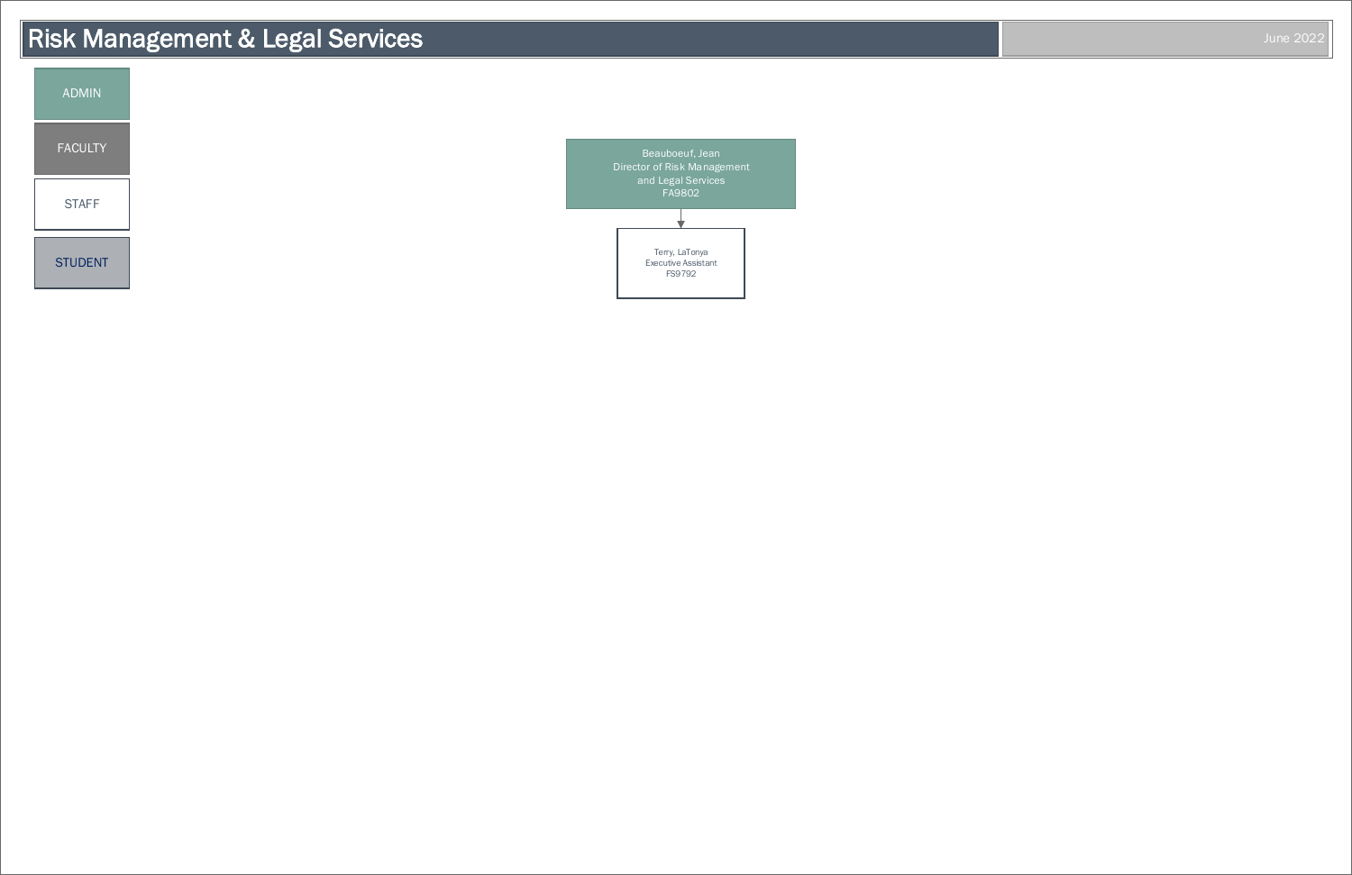# Risk Management & Legal Services

June 2022

ADMIN

FACULTY

STAFF

STUDENT

Beauboeuf, Jean
Director of Risk Management and Legal Services
FA9802

Terry, LaTonya
Executive Assistant
FS9792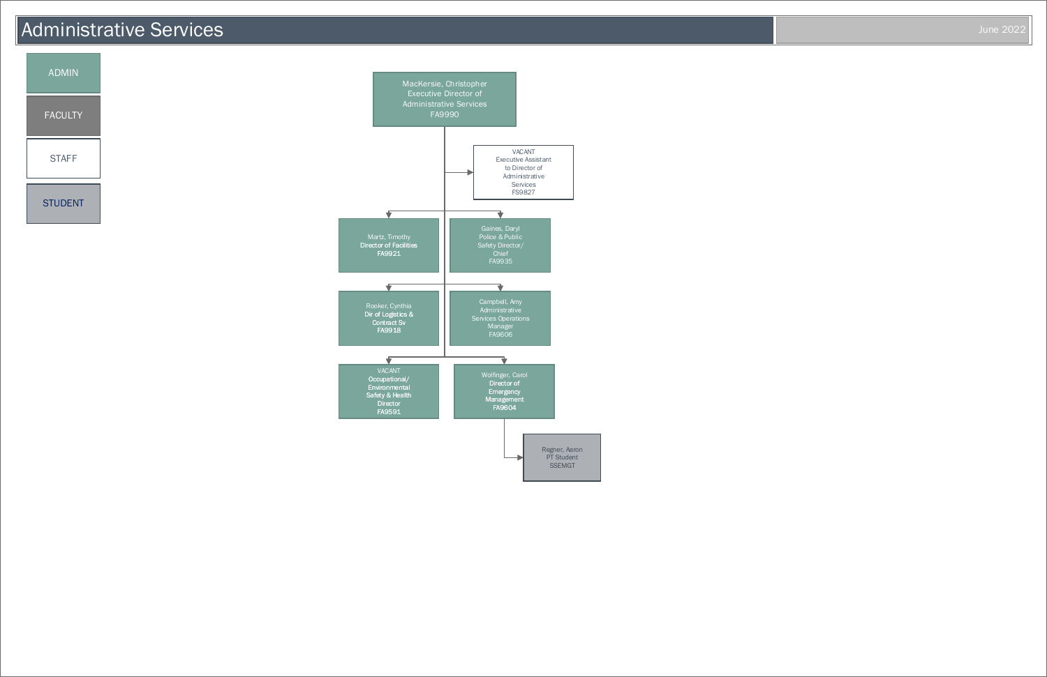# Administrative Services

June 2022

**Legend:**
- ADMIN
- FACULTY
- STAFF
- STUDENT

**MacKersie, Christopher**
Executive Director of Administrative Services
FA9990

- VACANT
  Executive Assistant to Director of Administrative Services
  FS9827
- Martz, Timothy
  Director of Facilities
  FA9921
- Gaines, Daryl
  Police & Public Safety Director/ Chief
  FA9935
- Rooker, Cynthia
  Dir of Logistics & Contract Sv
  FA9918
- Campbell, Amy
  Administrative Services Operations Manager
  FA9606
- VACANT
  Occupational/ Environmental Safety & Health Director
  FA9591
- Wolfinger, Carol
  Director of Emergency Management
  FA9604
  - Regner, Aaron
    PT Student
    SSEMGT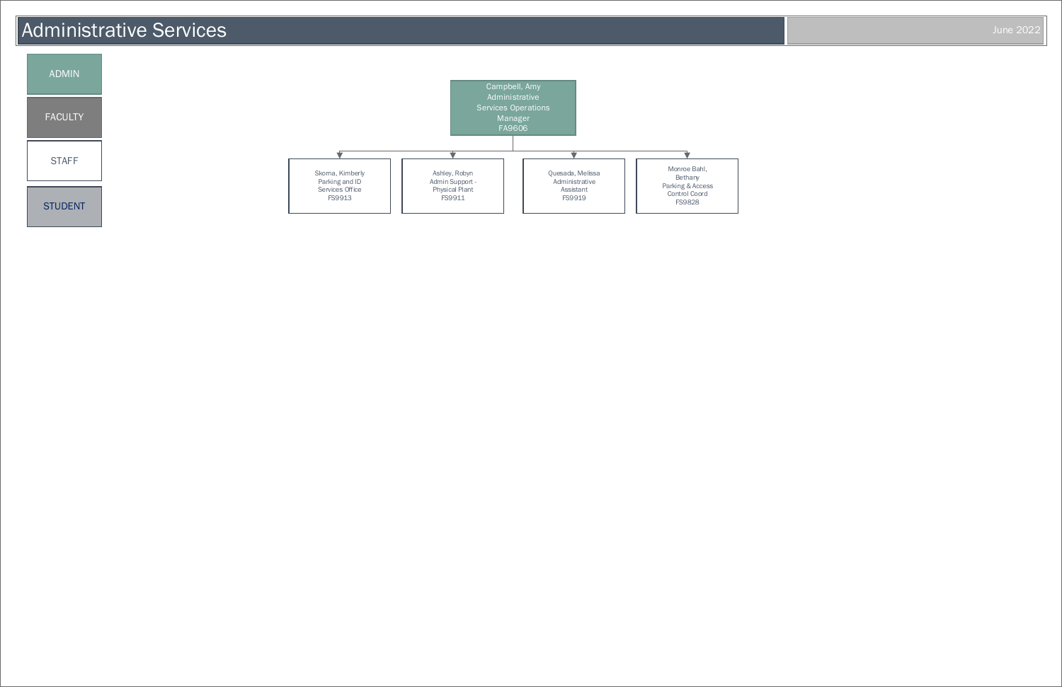# Administrative Services

June 2022

- ADMIN
- FACULTY
- STAFF
- STUDENT

**Campbell, Amy**
Administrative Services Operations Manager
FA9606

- Skorna, Kimberly
  Parking and ID Services Office
  FS9913
- Ashley, Robyn
  Admin Support - Physical Plant
  FS9911
- Quesada, Melissa
  Administrative Assistant
  FS9919
- Monroe Bahl, Bethany
  Parking & Access Control Coord
  FS9828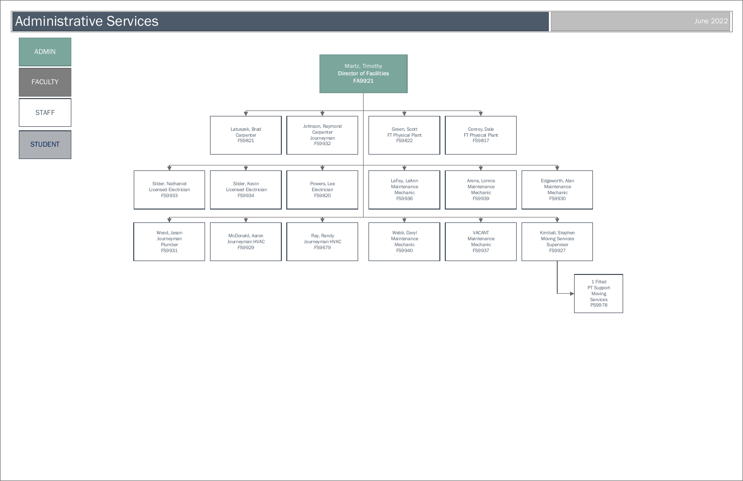# Administrative Services

June 2022

- ADMIN
- FACULTY
- STAFF
- STUDENT

**Martz, Timothy**
**Director of Facilities**
**FA9921**

- Latuszek, Brad — Carpenter — FS9821
- Johnson, Raymond — Carpenter Journeyman — FS9932
- Green, Scott — FT Physical Plant — FS9822
- Conroy, Dale — FT Physical Plant — FS9817
- Slider, Nathaniel — Licensed Electrician — FS9933
- Slider, Kevin — Licensed Electrician — FS9934
- Powers, Lee — Electrician — FS9820
- LaFay, LeAnn — Maintenance Mechanic — FS9936
- Arens, Lonnie — Maintenance Mechanic — FS9939
- Edgeworth, Alan — Maintenance Mechanic — FS9930
- Wood, Jason — Journeyman Plumber — FS9931
- McDonald, Aaron — Journeyman HVAC — FS9929
- Ray, Randy — Journeyman HVAC — FS9679
- Webb, Daryl — Maintenance Mechanic — FS9940
- VACANT — Maintenance Mechanic — FS9937
- Kimball, Stephen — Moving Services Supervisor — FS9927
  - 1 Filled — PT Support Moving Services — PS9978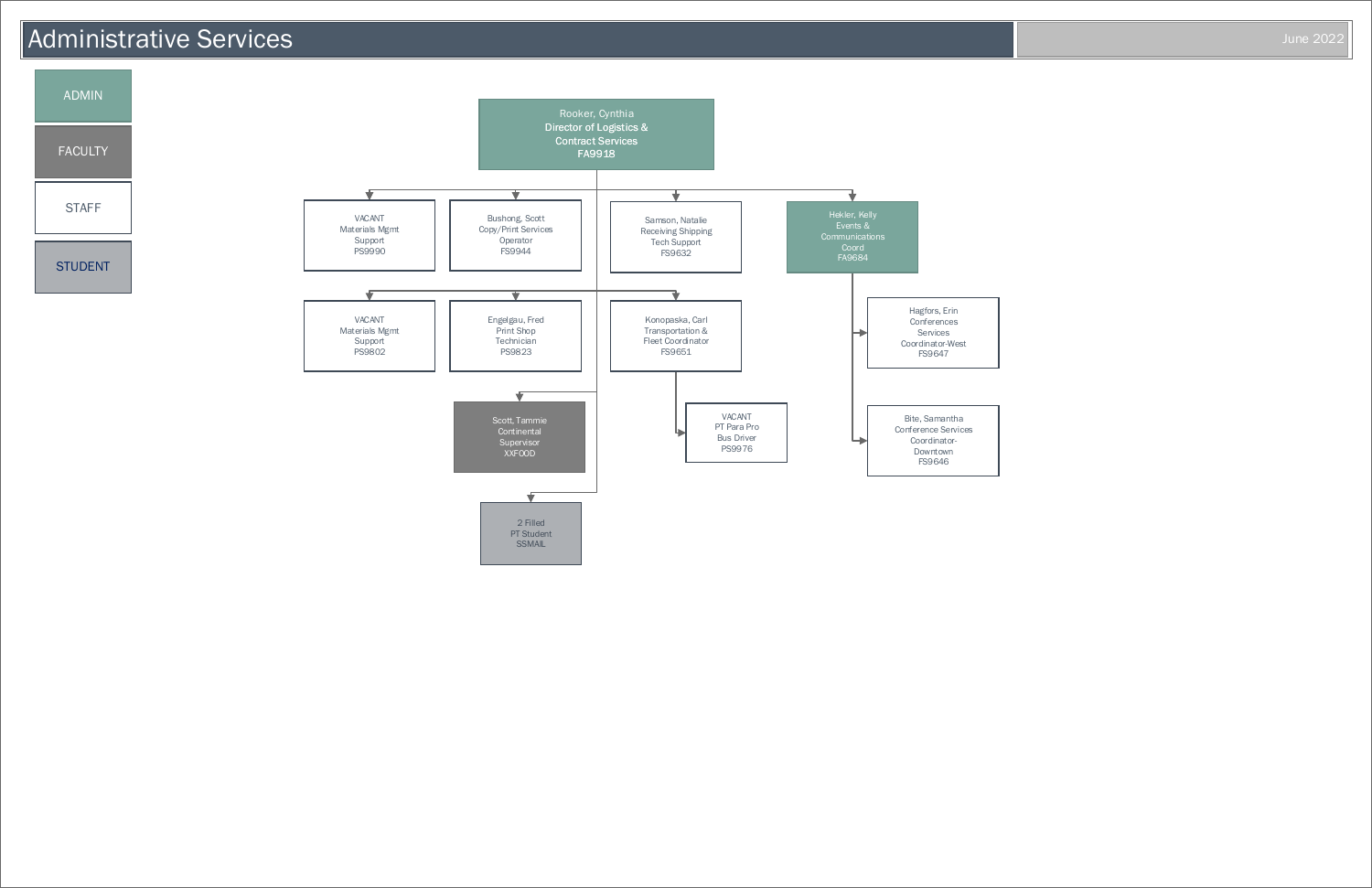# Administrative Services

June 2022

- ADMIN
- FACULTY
- STAFF
- STUDENT

**Rooker, Cynthia**
**Director of Logistics & Contract Services**
**FA9918**

- VACANT
  Materials Mgmt Support
  PS9990
- Bushong, Scott
  Copy/Print Services Operator
  FS9944
- Samson, Natalie
  Receiving Shipping Tech Support
  FS9632
- Hekler, Kelly
  Events & Communications Coord
  FA9684
  - Hagfors, Erin
    Conferences Services Coordinator-West
    FS9647
  - Bite, Samantha
    Conference Services Coordinator-Downtown
    FS9646
- VACANT
  Materials Mgmt Support
  PS9802
- Engelgau, Fred
  Print Shop Technician
  PS9823
- Konopaska, Carl
  Transportation & Fleet Coordinator
  FS9651
  - VACANT
    PT Para Pro Bus Driver
    PS9976
- Scott, Tammie
  Continental Supervisor
  XXFOOD
- 2 Filled
  PT Student
  SSMAIL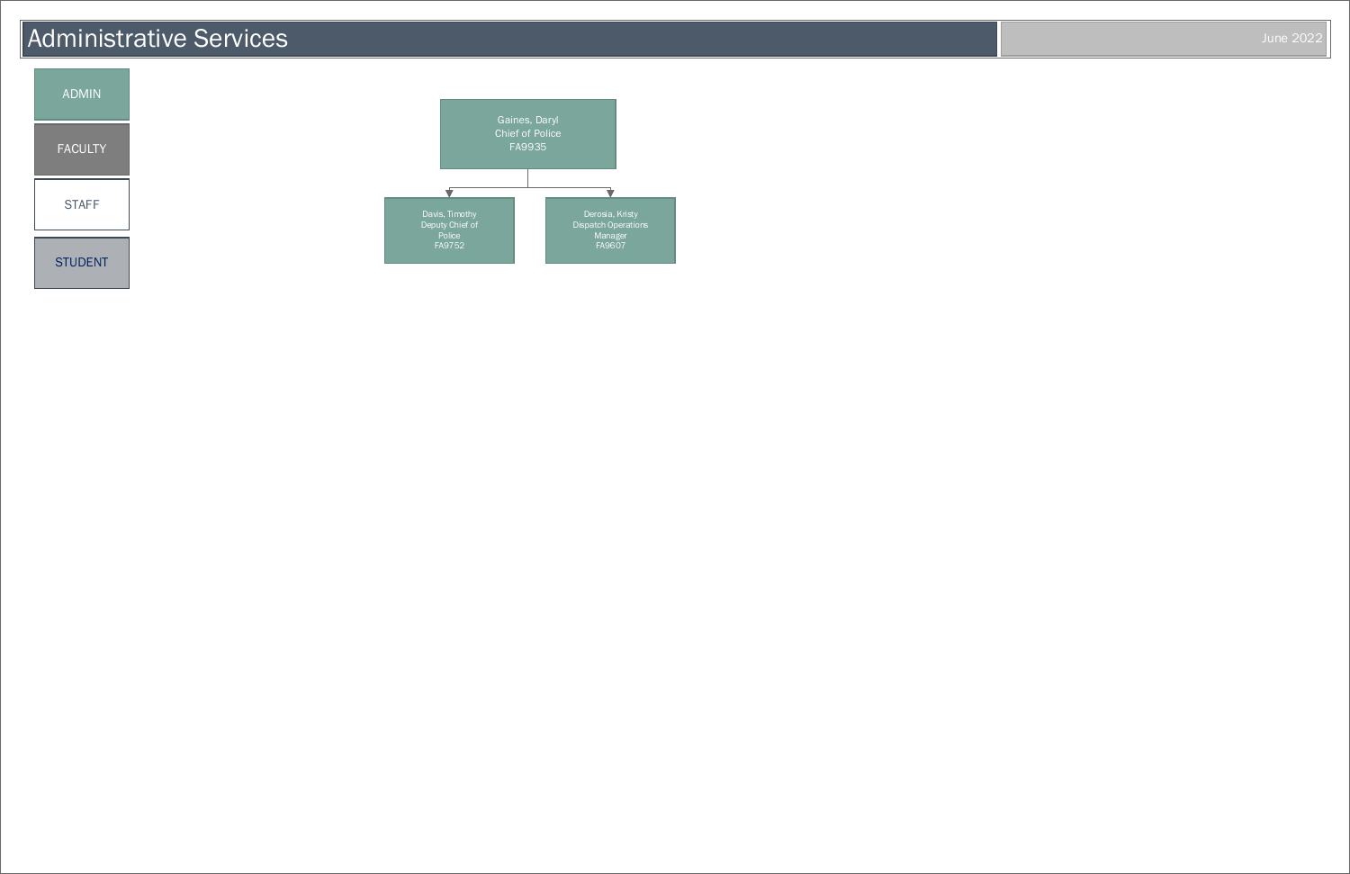# Administrative Services

June 2022

**Legend:**

- ADMIN
- FACULTY
- STAFF
- STUDENT

**Gaines, Daryl**
Chief of Police
FA9935

- **Davis, Timothy**
  Deputy Chief of Police
  FA9752
- **Derosia, Kristy**
  Dispatch Operations Manager
  FA9607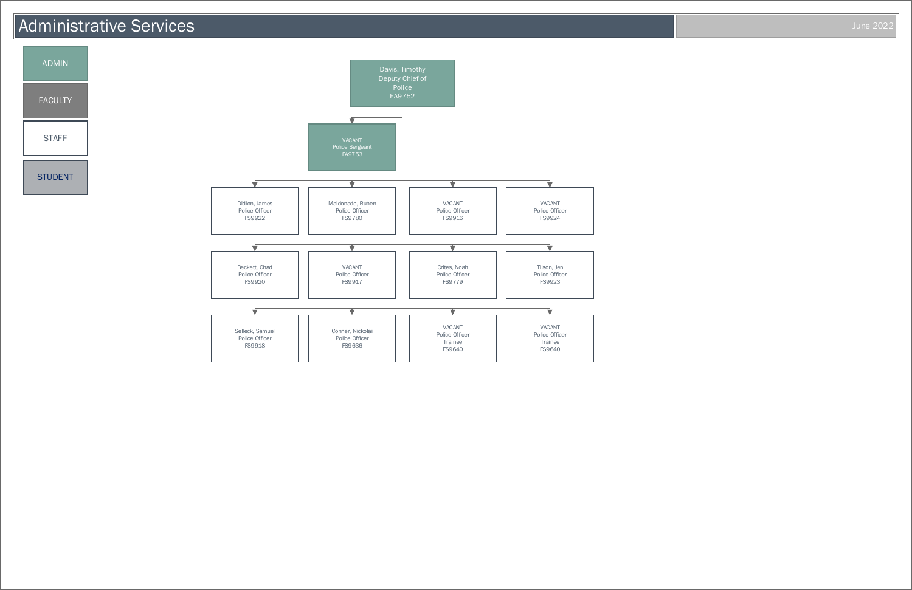# Administrative Services

June 2022

- ADMIN
- FACULTY
- STAFF
- STUDENT

**Davis, Timothy**
Deputy Chief of Police
FA9752

- VACANT
  Police Sergeant
  FA9753

- Didion, James — Police Officer — FS9922
- Maldonado, Ruben — Police Officer — FS9780
- VACANT — Police Officer — FS9916
- VACANT — Police Officer — FS9924
- Beckett, Chad — Police Officer — FS9920
- VACANT — Police Officer — FS9917
- Crites, Noah — Police Officer — FS9779
- Tilson, Jen — Police Officer — FS9923
- Selleck, Samuel — Police Officer — FS9918
- Conner, Nickolai — Police Officer — FS9636
- VACANT — Police Officer Trainee — FS9640
- VACANT — Police Officer Trainee — FS9640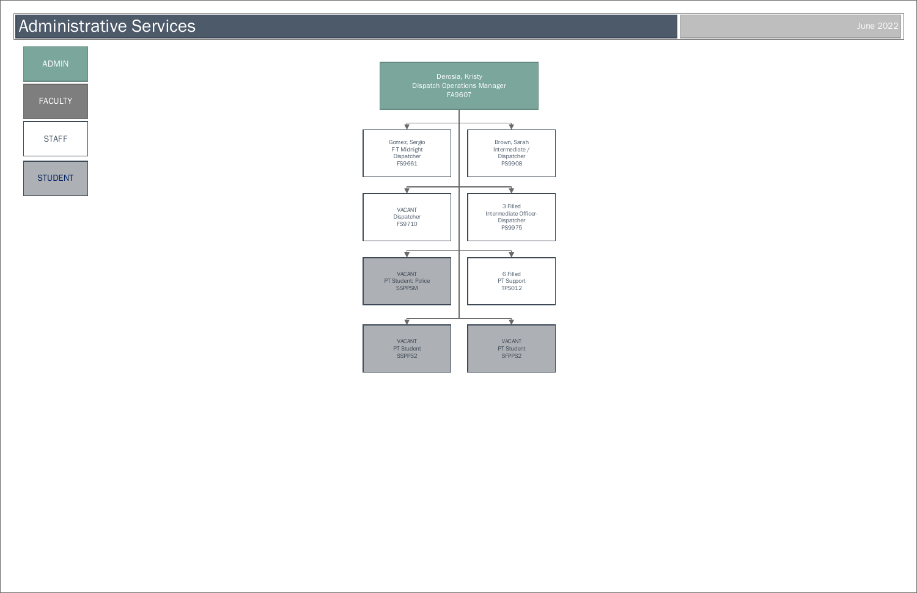# Administrative Services

June 2022

**Legend:**
- ADMIN
- FACULTY
- STAFF
- STUDENT

**Derosia, Kristy**
Dispatch Operations Manager
FA9607

- Gomez, Sergio
  F-T Midnight
  Dispatcher
  FS9661
- Brown, Sarah
  Intermediate /
  Dispatcher
  PS9908
- VACANT
  Dispatcher
  FS9710
- 3 Filled
  Intermediate Officer-
  Dispatcher
  PS9975
- VACANT
  PT Student: Police
  SSPPSM
- 6 Filled
  PT Support
  TPS012
- VACANT
  PT Student
  SSPPS2
- VACANT
  PT Student
  SFPPS2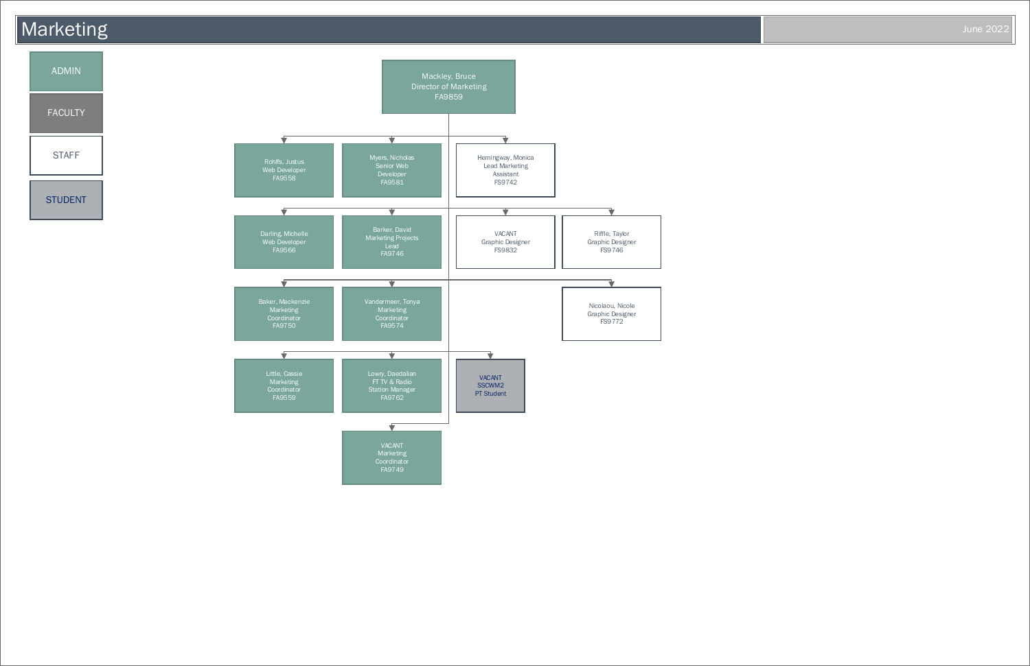# Marketing

June 2022

**Legend:** ADMIN | FACULTY | STAFF | STUDENT

**Mackley, Bruce**
Director of Marketing
FA9859

- Rohlfs, Justus — Web Developer — FA9558
- Myers, Nicholas — Senior Web Developer — FA9581
- Hemingway, Monica — Lead Marketing Assistant — FS9742
- Darling, Michelle — Web Developer — FA9566
- Barker, David — Marketing Projects Lead — FA9746
- VACANT — Graphic Designer — FS9832
- Riffle, Taylor — Graphic Designer — FS9746
- Baker, Mackenzie — Marketing Coordinator — FA9750
- Vandermeer, Tonya — Marketing Coordinator — FA9574
- Nicolaou, Nicole — Graphic Designer — FS9772
- Little, Cassie — Marketing Coordinator — FA9559
- Lowry, Daedalian — FT TV & Radio Station Manager — FA9762
- VACANT — SSCWM2 — PT Student
- VACANT — Marketing Coordinator — FA9749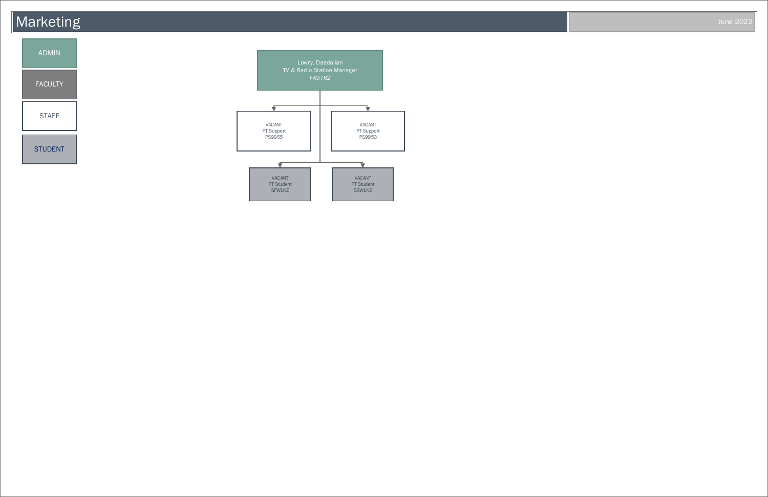# Marketing

June 2022

- ADMIN
- FACULTY
- STAFF
- STUDENT

**Lowry, Daedalian**
TV & Radio Station Manager
FA9762

- VACANT
  PT Support
  PS9955
- VACANT
  PT Support
  PS9953
- VACANT
  PT Student
  SFWLNZ
- VACANT
  PT Student
  SSWLNZ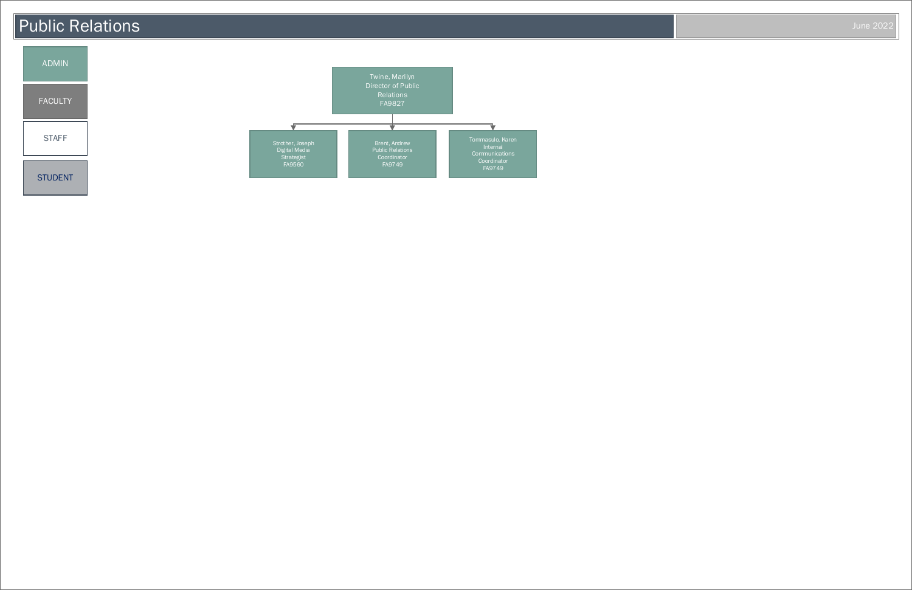# Public Relations

June 2022

ADMIN

FACULTY

STAFF

STUDENT

Twine, Marilyn
Director of Public Relations
FA9827

- Strother, Joseph
  Digital Media Strategist
  FA9560
- Brent, Andrew
  Public Relations Coordinator
  FA9749
- Tommasulo, Karen
  Internal Communications Coordinator
  FA9749